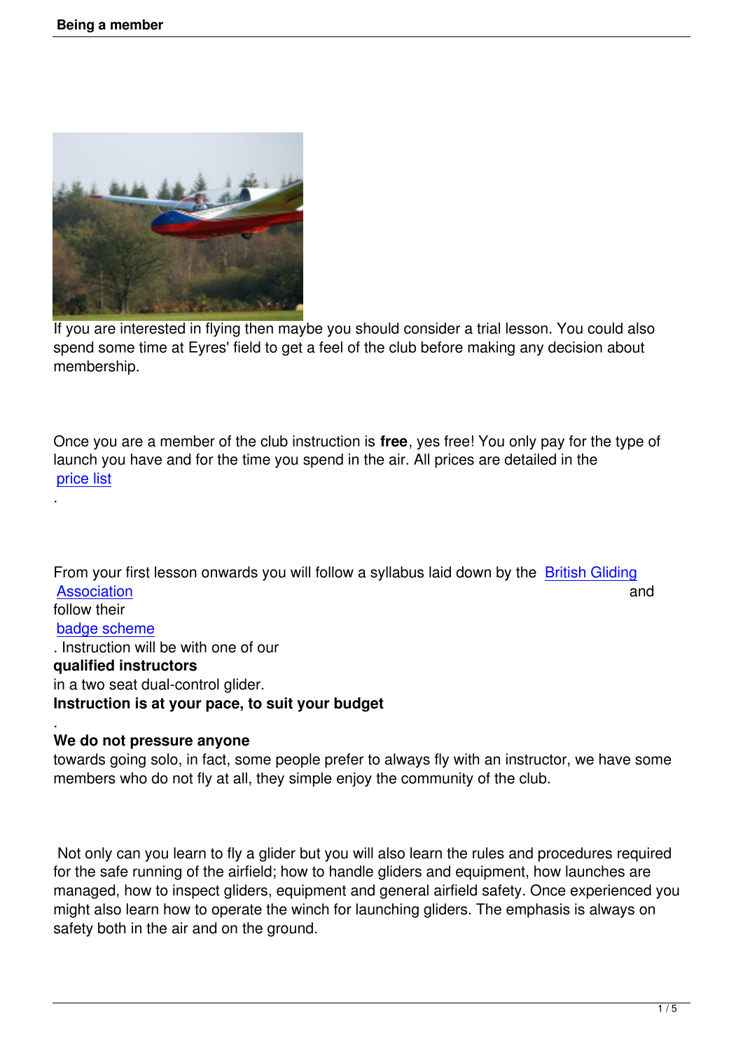If you are interested in flying then maybe you should consider a trial lesson. You could also spend some time at Eyres' field to get a feel of the club before making any decision about membership.

Once you are a member of the club instruction is **free**, yes free! You only pay for the type of launch you have and for the time you spend in the air. All prices are detailed in the price list.

From your first lesson onwards you will follow a syllabus laid down by the British Gliding Association and follow their badge scheme. Instruction will be with one of our **qualified instructors** in a two seat dual-control glider. **Instruction is at your pace, to suit your budget**. **We do not pressure anyone** towards going solo, in fact, some people prefer to always fly with an instructor, we have some members who do not fly at all, they simple enjoy the community of the club.

Not only can you learn to fly a glider but you will also learn the rules and procedures required for the safe running of the airfield; how to handle gliders and equipment, how launches are managed, how to inspect gliders, equipment and general airfield safety. Once experienced you might also learn how to operate the winch for launching gliders. The emphasis is always on safety both in the air and on the ground.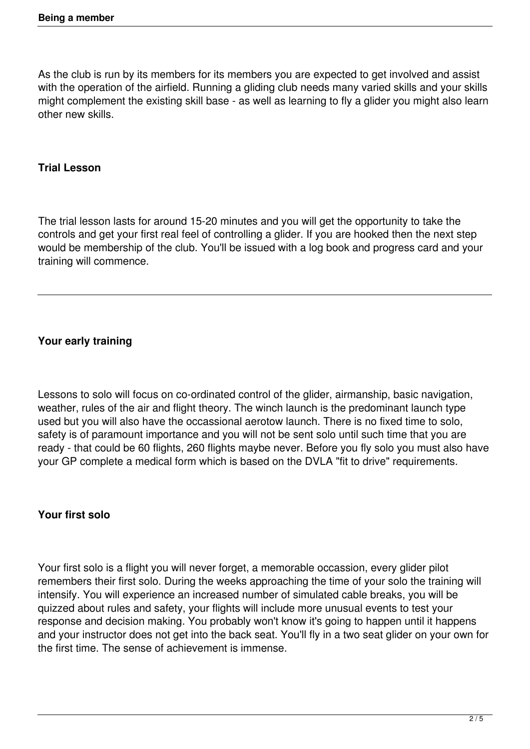As the club is run by its members for its members you are expected to get involved and assist with the operation of the airfield. Running a gliding club needs many varied skills and your skills might complement the existing skill base - as well as learning to fly a glider you might also learn other new skills.

**Trial Lesson**

The trial lesson lasts for around 15-20 minutes and you will get the opportunity to take the controls and get your first real feel of controlling a glider. If you are hooked then the next step would be membership of the club. You'll be issued with a log book and progress card and your training will commence.

---

**Your early training**

Lessons to solo will focus on co-ordinated control of the glider, airmanship, basic navigation, weather, rules of the air and flight theory. The winch launch is the predominant launch type used but you will also have the occassional aerotow launch. There is no fixed time to solo, safety is of paramount importance and you will not be sent solo until such time that you are ready - that could be 60 flights, 260 flights maybe never. Before you fly solo you must also have your GP complete a medical form which is based on the DVLA "fit to drive" requirements.

**Your first solo**

Your first solo is a flight you will never forget, a memorable occassion, every glider pilot remembers their first solo. During the weeks approaching the time of your solo the training will intensify. You will experience an increased number of simulated cable breaks, you will be quizzed about rules and safety, your flights will include more unusual events to test your response and decision making. You probably won't know it's going to happen until it happens and your instructor does not get into the back seat. You'll fly in a two seat glider on your own for the first time. The sense of achievement is immense.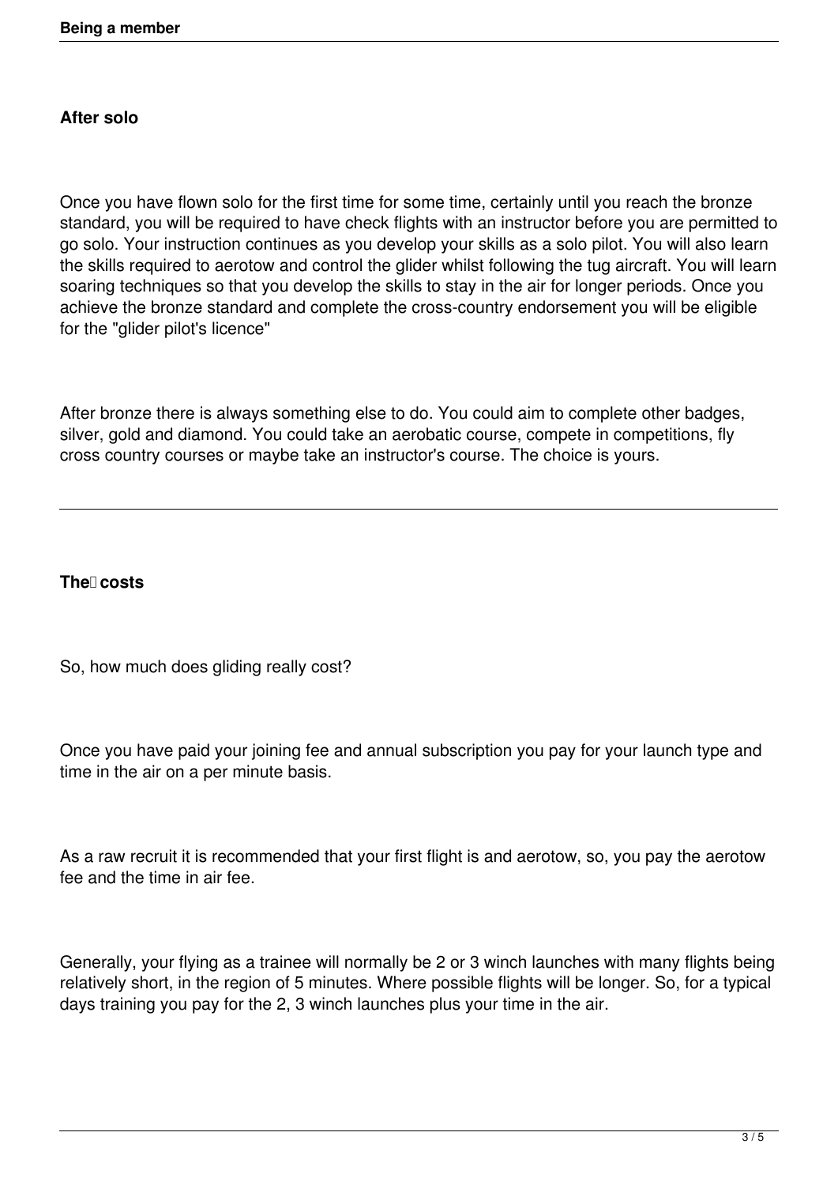### After solo

Once you have flown solo for the first time for some time, certainly until you reach the bronze standard, you will be required to have check flights with an instructor before you are permitted to go solo. Your instruction continues as you develop your skills as a solo pilot. You will also learn the skills required to aerotow and control the glider whilst following the tug aircraft. You will learn soaring techniques so that you develop the skills to stay in the air for longer periods. Once you achieve the bronze standard and complete the cross-country endorsement you will be eligible for the "glider pilot's licence"

After bronze there is always something else to do. You could aim to complete other badges, silver, gold and diamond. You could take an aerobatic course, compete in competitions, fly cross country courses or maybe take an instructor's course. The choice is yours.

---

### The costs

So, how much does gliding really cost?

Once you have paid your joining fee and annual subscription you pay for your launch type and time in the air on a per minute basis.

As a raw recruit it is recommended that your first flight is and aerotow, so, you pay the aerotow fee and the time in air fee.

Generally, your flying as a trainee will normally be 2 or 3 winch launches with many flights being relatively short, in the region of 5 minutes. Where possible flights will be longer. So, for a typical days training you pay for the 2, 3 winch launches plus your time in the air.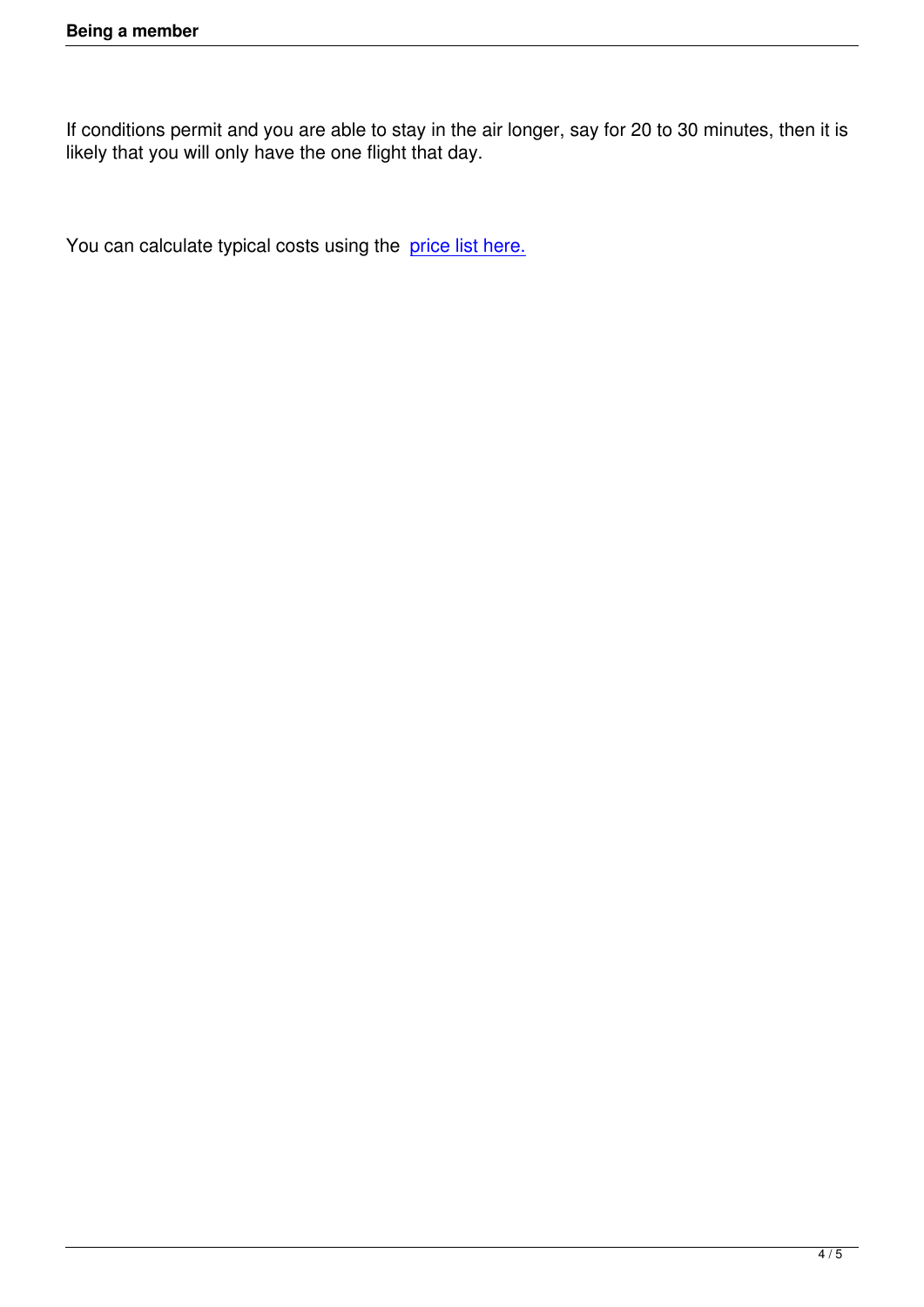If conditions permit and you are able to stay in the air longer, say for 20 to 30 minutes, then it is likely that you will only have the one flight that day.

You can calculate typical costs using the price list here.